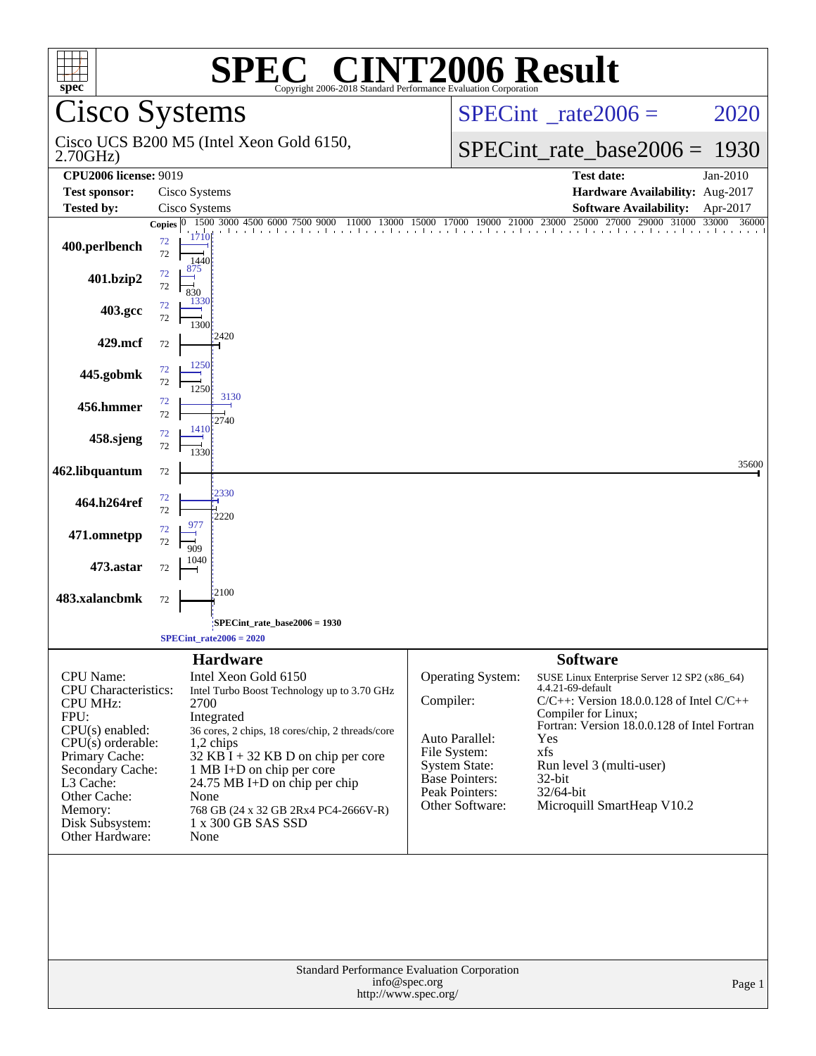# SPEC® CINT2006 Result

Copyright 2006-2018 Standard Performance Evaluation Corporation

## Cisco Systems

Cisco UCS B200 M5 (Intel Xeon Gold 6150, 2.70GHz)

SPECint_rate2006 = 2020

SPECint_rate_base2006 = 1930

| | | | |
|---|---|---|---|
| **CPU2006 license:** 9019 | | **Test date:** | Jan-2010 |
| **Test sponsor:** | Cisco Systems | **Hardware Availability:** | Aug-2017 |
| **Tested by:** | Cisco Systems | **Software Availability:** | Apr-2017 |

| Benchmark | Copies (peak) | Peak | Copies (base) | Base |
|---|---|---|---|---|
| 400.perlbench | 72 | 1710 | 72 | 1440 |
| 401.bzip2 | 72 | 875 | 72 | 830 |
| 403.gcc | 72 | 1330 | 72 | 1300 |
| 429.mcf | | | 72 | 2420 |
| 445.gobmk | 72 | 1250 | 72 | 1250 |
| 456.hmmer | 72 | 3130 | 72 | 2740 |
| 458.sjeng | 72 | 1410 | 72 | 1330 |
| 462.libquantum | | | 72 | 35600 |
| 464.h264ref | 72 | 2330 | 72 | 2220 |
| 471.omnetpp | 72 | 977 | 72 | 909 |
| 473.astar | | | 72 | 1040 |
| 483.xalancbmk | | | 72 | 2100 |

SPECint_rate_base2006 = 1930

SPECint_rate2006 = 2020

### Hardware

| | |
|---|---|
| CPU Name: | Intel Xeon Gold 6150 |
| CPU Characteristics: | Intel Turbo Boost Technology up to 3.70 GHz |
| CPU MHz: | 2700 |
| FPU: | Integrated |
| CPU(s) enabled: | 36 cores, 2 chips, 18 cores/chip, 2 threads/core |
| CPU(s) orderable: | 1,2 chips |
| Primary Cache: | 32 KB I + 32 KB D on chip per core |
| Secondary Cache: | 1 MB I+D on chip per core |
| L3 Cache: | 24.75 MB I+D on chip per chip |
| Other Cache: | None |
| Memory: | 768 GB (24 x 32 GB 2Rx4 PC4-2666V-R) |
| Disk Subsystem: | 1 x 300 GB SAS SSD |
| Other Hardware: | None |

### Software

| | |
|---|---|
| Operating System: | SUSE Linux Enterprise Server 12 SP2 (x86_64) 4.4.21-69-default |
| Compiler: | C/C++: Version 18.0.0.128 of Intel C/C++ Compiler for Linux; Fortran: Version 18.0.0.128 of Intel Fortran |
| Auto Parallel: | Yes |
| File System: | xfs |
| System State: | Run level 3 (multi-user) |
| Base Pointers: | 32-bit |
| Peak Pointers: | 32/64-bit |
| Other Software: | Microquill SmartHeap V10.2 |

Standard Performance Evaluation Corporation
info@spec.org
http://www.spec.org/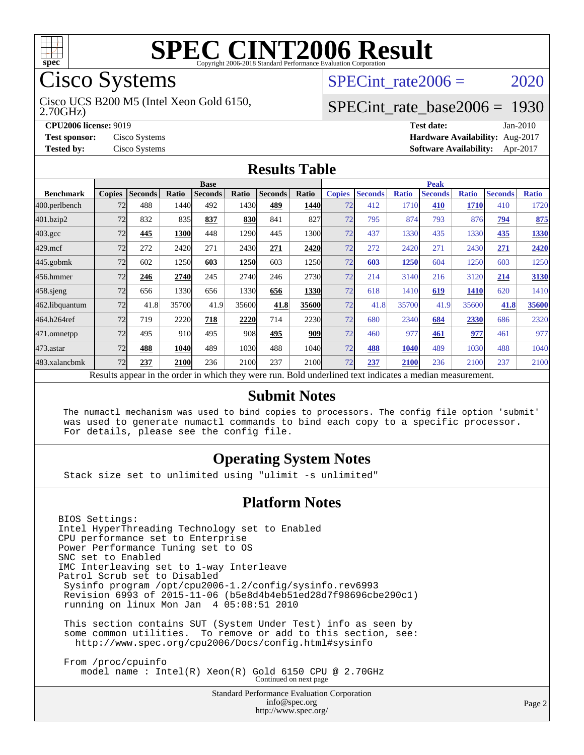# SPEC CINT2006 Result

Copyright 2006-2018 Standard Performance Evaluation Corporation

## Cisco Systems

Cisco UCS B200 M5 (Intel Xeon Gold 6150, 2.70GHz)

SPECint_rate2006 = 2020

SPECint_rate_base2006 = 1930

**CPU2006 license:** 9019
**Test sponsor:** Cisco Systems
**Tested by:** Cisco Systems

**Test date:** Jan-2010
**Hardware Availability:** Aug-2017
**Software Availability:** Apr-2017

### Results Table

| Benchmark | Base | | | | | | | Peak | | | | | | |
|---|---|---|---|---|---|---|---|---|---|---|---|---|---|---|
| | Copies | Seconds | Ratio | Seconds | Ratio | Seconds | Ratio | Copies | Seconds | Ratio | Seconds | Ratio | Seconds | Ratio |
| 400.perlbench | 72 | 488 | 1440 | 492 | 1430 | **489** | **1440** | 72 | 412 | 1710 | **410** | **1710** | 410 | 1720 |
| 401.bzip2 | 72 | 832 | 835 | **837** | **830** | 841 | 827 | 72 | 795 | 874 | 793 | 876 | **794** | **875** |
| 403.gcc | 72 | **445** | **1300** | 448 | 1290 | 445 | 1300 | 72 | 437 | 1330 | 435 | 1330 | **435** | **1330** |
| 429.mcf | 72 | 272 | 2420 | 271 | 2430 | **271** | **2420** | 72 | 272 | 2420 | 271 | 2430 | **271** | **2420** |
| 445.gobmk | 72 | 602 | 1250 | **603** | **1250** | 603 | 1250 | 72 | **603** | **1250** | 604 | 1250 | 603 | 1250 |
| 456.hmmer | 72 | **246** | **2740** | 245 | 2740 | 246 | 2730 | 72 | 214 | 3140 | 216 | 3120 | **214** | **3130** |
| 458.sjeng | 72 | 656 | 1330 | 656 | 1330 | **656** | **1330** | 72 | 618 | 1410 | **619** | **1410** | 620 | 1410 |
| 462.libquantum | 72 | 41.8 | 35700 | 41.9 | 35600 | **41.8** | **35600** | 72 | 41.8 | 35700 | 41.9 | 35600 | **41.8** | **35600** |
| 464.h264ref | 72 | 719 | 2220 | **718** | **2220** | 714 | 2230 | 72 | 680 | 2340 | **684** | **2330** | 686 | 2320 |
| 471.omnetpp | 72 | 495 | 910 | 495 | 908 | **495** | **909** | 72 | 460 | 977 | **461** | **977** | 461 | 977 |
| 473.astar | 72 | **488** | **1040** | 489 | 1030 | 488 | 1040 | 72 | **488** | **1040** | 489 | 1030 | 488 | 1040 |
| 483.xalancbmk | 72 | **237** | **2100** | 236 | 2100 | 237 | 2100 | 72 | **237** | **2100** | 236 | 2100 | 237 | 2100 |

Results appear in the order in which they were run. Bold underlined text indicates a median measurement.

### Submit Notes

```
The numactl mechanism was used to bind copies to processors. The config file option 'submit'
was used to generate numactl commands to bind each copy to a specific processor.
For details, please see the config file.
```

### Operating System Notes

```
Stack size set to unlimited using "ulimit -s unlimited"
```

### Platform Notes

```
BIOS Settings:
Intel HyperThreading Technology set to Enabled
CPU performance set to Enterprise
Power Performance Tuning set to OS
SNC set to Enabled
IMC Interleaving set to 1-way Interleave
Patrol Scrub set to Disabled
 Sysinfo program /opt/cpu2006-1.2/config/sysinfo.rev6993
 Revision 6993 of 2015-11-06 (b5e8d4b4eb51ed28d7f98696cbe290c1)
 running on linux Mon Jan  4 05:08:51 2010

 This section contains SUT (System Under Test) info as seen by
 some common utilities.  To remove or add to this section, see:
   http://www.spec.org/cpu2006/Docs/config.html#sysinfo

 From /proc/cpuinfo
    model name : Intel(R) Xeon(R) Gold 6150 CPU @ 2.70GHz
```

Continued on next page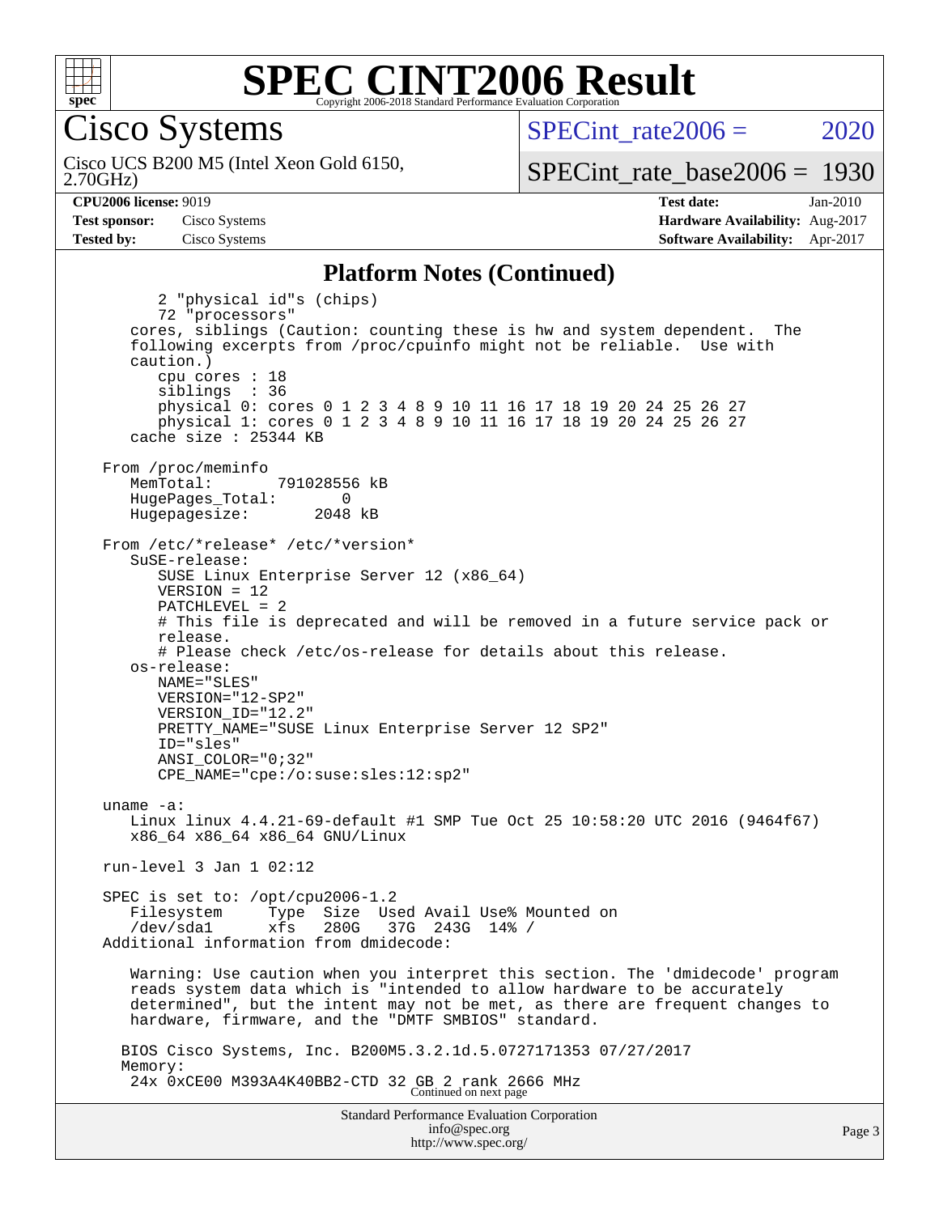# SPEC CINT2006 Result

Copyright 2006-2018 Standard Performance Evaluation Corporation

## Cisco Systems

Cisco UCS B200 M5 (Intel Xeon Gold 6150, 2.70GHz)

SPECint_rate2006 = 2020

SPECint_rate_base2006 = 1930

**CPU2006 license:** 9019
**Test sponsor:** Cisco Systems
**Tested by:** Cisco Systems

**Test date:** Jan-2010
**Hardware Availability:** Aug-2017
**Software Availability:** Apr-2017

### Platform Notes (Continued)

```
        2 "physical id"s (chips)
        72 "processors"
    cores, siblings (Caution: counting these is hw and system dependent.  The
    following excerpts from /proc/cpuinfo might not be reliable.  Use with
    caution.)
        cpu cores : 18
        siblings  : 36
        physical 0: cores 0 1 2 3 4 8 9 10 11 16 17 18 19 20 24 25 26 27
        physical 1: cores 0 1 2 3 4 8 9 10 11 16 17 18 19 20 24 25 26 27
    cache size : 25344 KB

 From /proc/meminfo
    MemTotal:       791028556 kB
    HugePages_Total:       0
    Hugepagesize:       2048 kB

 From /etc/*release* /etc/*version*
    SuSE-release:
        SUSE Linux Enterprise Server 12 (x86_64)
        VERSION = 12
        PATCHLEVEL = 2
        # This file is deprecated and will be removed in a future service pack or
        release.
        # Please check /etc/os-release for details about this release.
    os-release:
        NAME="SLES"
        VERSION="12-SP2"
        VERSION_ID="12.2"
        PRETTY_NAME="SUSE Linux Enterprise Server 12 SP2"
        ID="sles"
        ANSI_COLOR="0;32"
        CPE_NAME="cpe:/o:suse:sles:12:sp2"

 uname -a:
    Linux linux 4.4.21-69-default #1 SMP Tue Oct 25 10:58:20 UTC 2016 (9464f67)
    x86_64 x86_64 x86_64 GNU/Linux

 run-level 3 Jan 1 02:12

 SPEC is set to: /opt/cpu2006-1.2
    Filesystem     Type  Size  Used Avail Use% Mounted on
    /dev/sda1      xfs   280G   37G  243G  14% /
 Additional information from dmidecode:

    Warning: Use caution when you interpret this section. The 'dmidecode' program
    reads system data which is "intended to allow hardware to be accurately
    determined", but the intent may not be met, as there are frequent changes to
    hardware, firmware, and the "DMTF SMBIOS" standard.

   BIOS Cisco Systems, Inc. B200M5.3.2.1d.5.0727171353 07/27/2017
   Memory:
    24x 0xCE00 M393A4K40BB2-CTD 32 GB 2 rank 2666 MHz
```

Continued on next page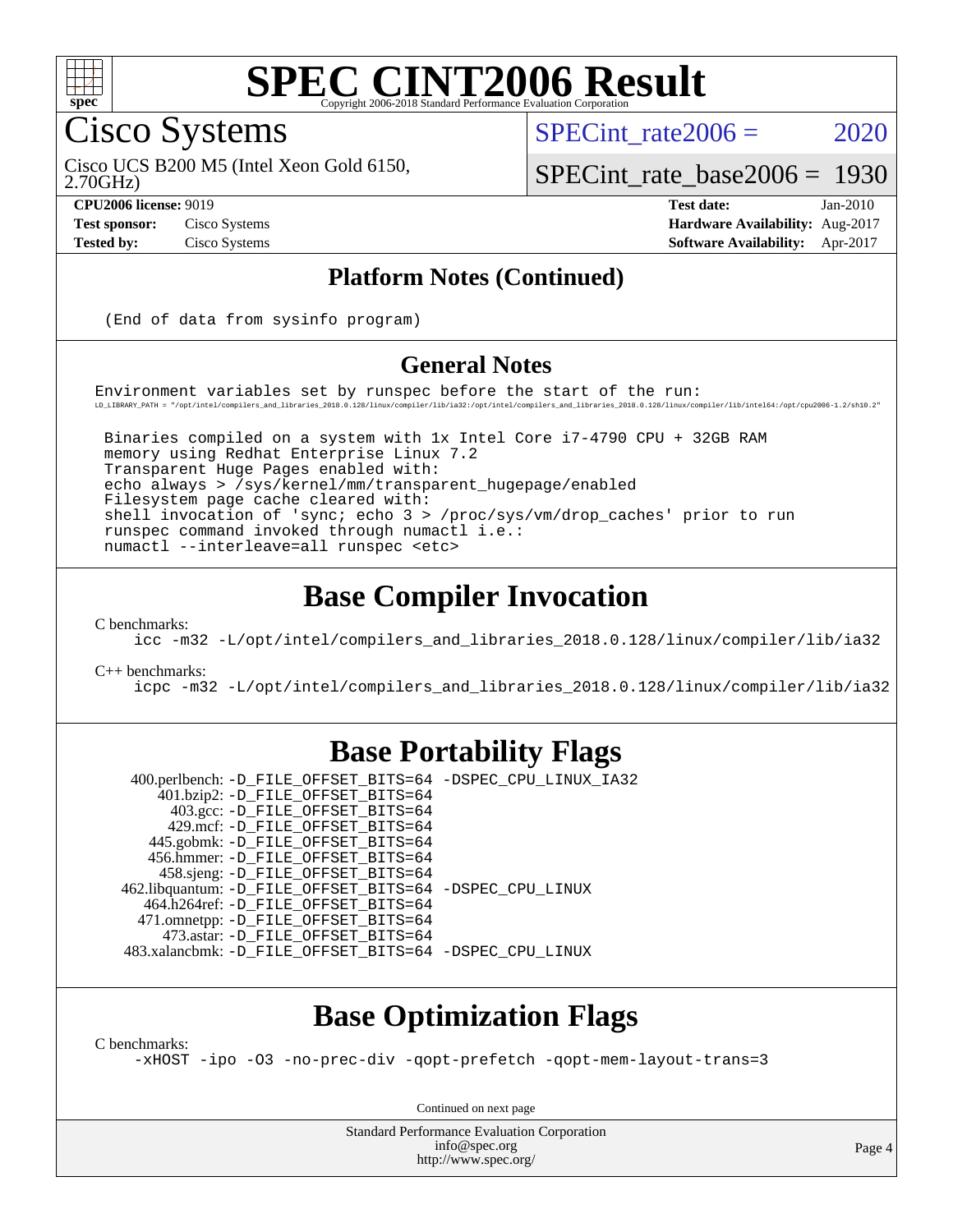## Platform Notes (Continued)

```
(End of data from sysinfo program)
```

## General Notes

```
Environment variables set by runspec before the start of the run:
LD_LIBRARY_PATH = "/opt/intel/compilers_and_libraries_2018.0.128/linux/compiler/lib/ia32:/opt/intel/compilers_and_libraries_2018.0.128/linux/compiler/lib/intel64:/opt/cpu2006-1.2/sh10.2"

 Binaries compiled on a system with 1x Intel Core i7-4790 CPU + 32GB RAM
 memory using Redhat Enterprise Linux 7.2
 Transparent Huge Pages enabled with:
 echo always > /sys/kernel/mm/transparent_hugepage/enabled
 Filesystem page cache cleared with:
 shell invocation of 'sync; echo 3 > /proc/sys/vm/drop_caches' prior to run
 runspec command invoked through numactl i.e.:
 numactl --interleave=all runspec <etc>
```

# Base Compiler Invocation

C benchmarks:

```
icc -m32 -L/opt/intel/compilers_and_libraries_2018.0.128/linux/compiler/lib/ia32
```

C++ benchmarks:

```
icpc -m32 -L/opt/intel/compilers_and_libraries_2018.0.128/linux/compiler/lib/ia32
```

# Base Portability Flags

| Benchmark | Flags |
|---|---|
| 400.perlbench: | -D_FILE_OFFSET_BITS=64 -DSPEC_CPU_LINUX_IA32 |
| 401.bzip2: | -D_FILE_OFFSET_BITS=64 |
| 403.gcc: | -D_FILE_OFFSET_BITS=64 |
| 429.mcf: | -D_FILE_OFFSET_BITS=64 |
| 445.gobmk: | -D_FILE_OFFSET_BITS=64 |
| 456.hmmer: | -D_FILE_OFFSET_BITS=64 |
| 458.sjeng: | -D_FILE_OFFSET_BITS=64 |
| 462.libquantum: | -D_FILE_OFFSET_BITS=64 -DSPEC_CPU_LINUX |
| 464.h264ref: | -D_FILE_OFFSET_BITS=64 |
| 471.omnetpp: | -D_FILE_OFFSET_BITS=64 |
| 473.astar: | -D_FILE_OFFSET_BITS=64 |
| 483.xalancbmk: | -D_FILE_OFFSET_BITS=64 -DSPEC_CPU_LINUX |

# Base Optimization Flags

C benchmarks:

```
-xHOST -ipo -O3 -no-prec-div -qopt-prefetch -qopt-mem-layout-trans=3
```

Continued on next page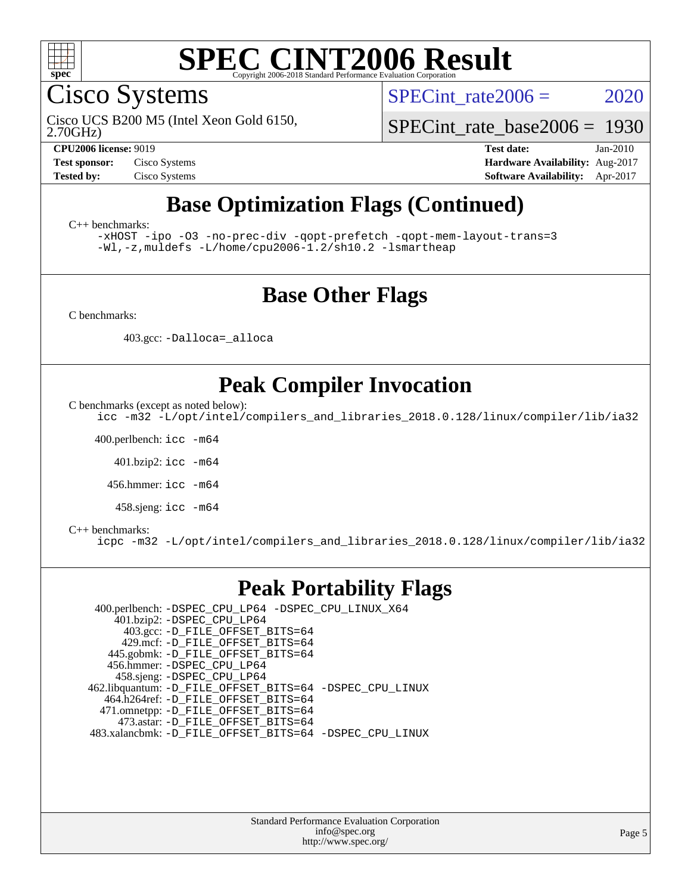# SPEC CINT2006 Result

Copyright 2006-2018 Standard Performance Evaluation Corporation

## Cisco Systems

Cisco UCS B200 M5 (Intel Xeon Gold 6150, 2.70GHz)

SPECint_rate2006 = 2020

SPECint_rate_base2006 = 1930

**CPU2006 license:** 9019
**Test sponsor:** Cisco Systems
**Tested by:** Cisco Systems

**Test date:** Jan-2010
**Hardware Availability:** Aug-2017
**Software Availability:** Apr-2017

## Base Optimization Flags (Continued)

C++ benchmarks:

```
-xHOST -ipo -O3 -no-prec-div -qopt-prefetch -qopt-mem-layout-trans=3
-Wl,-z,muldefs -L/home/cpu2006-1.2/sh10.2 -lsmartheap
```

## Base Other Flags

C benchmarks:

403.gcc: `-Dalloca=_alloca`

## Peak Compiler Invocation

C benchmarks (except as noted below):

```
icc -m32 -L/opt/intel/compilers_and_libraries_2018.0.128/linux/compiler/lib/ia32
```

400.perlbench: `icc -m64`

401.bzip2: `icc -m64`

456.hmmer: `icc -m64`

458.sjeng: `icc -m64`

C++ benchmarks:

```
icpc -m32 -L/opt/intel/compilers_and_libraries_2018.0.128/linux/compiler/lib/ia32
```

## Peak Portability Flags

400.perlbench: `-DSPEC_CPU_LP64 -DSPEC_CPU_LINUX_X64`
401.bzip2: `-DSPEC_CPU_LP64`
403.gcc: `-D_FILE_OFFSET_BITS=64`
429.mcf: `-D_FILE_OFFSET_BITS=64`
445.gobmk: `-D_FILE_OFFSET_BITS=64`
456.hmmer: `-DSPEC_CPU_LP64`
458.sjeng: `-DSPEC_CPU_LP64`
462.libquantum: `-D_FILE_OFFSET_BITS=64 -DSPEC_CPU_LINUX`
464.h264ref: `-D_FILE_OFFSET_BITS=64`
471.omnetpp: `-D_FILE_OFFSET_BITS=64`
473.astar: `-D_FILE_OFFSET_BITS=64`
483.xalancbmk: `-D_FILE_OFFSET_BITS=64 -DSPEC_CPU_LINUX`

Standard Performance Evaluation Corporation
info@spec.org
http://www.spec.org/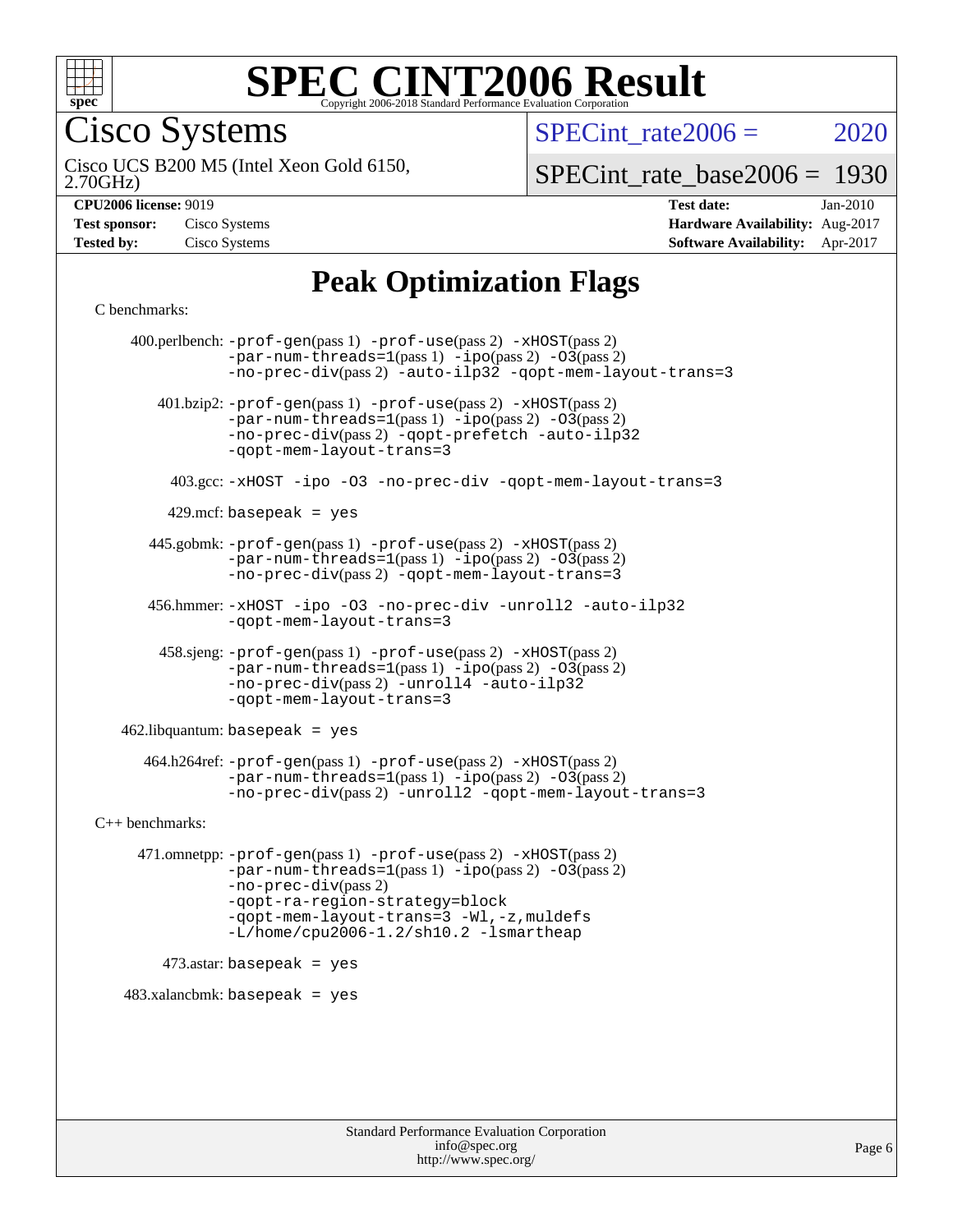# SPEC CINT2006 Result

Copyright 2006-2018 Standard Performance Evaluation Corporation

## Cisco Systems

Cisco UCS B200 M5 (Intel Xeon Gold 6150, 2.70GHz)

SPECint_rate2006 = 2020

SPECint_rate_base2006 = 1930

| | | | |
|---|---|---|---|
| **CPU2006 license:** 9019 | | **Test date:** | Jan-2010 |
| **Test sponsor:** | Cisco Systems | **Hardware Availability:** | Aug-2017 |
| **Tested by:** | Cisco Systems | **Software Availability:** | Apr-2017 |

## Peak Optimization Flags

C benchmarks:

400.perlbench: `-prof-gen`(pass 1) `-prof-use`(pass 2) `-xHOST`(pass 2) `-par-num-threads=1`(pass 1) `-ipo`(pass 2) `-O3`(pass 2) `-no-prec-div`(pass 2) `-auto-ilp32` `-qopt-mem-layout-trans=3`

401.bzip2: `-prof-gen`(pass 1) `-prof-use`(pass 2) `-xHOST`(pass 2) `-par-num-threads=1`(pass 1) `-ipo`(pass 2) `-O3`(pass 2) `-no-prec-div`(pass 2) `-qopt-prefetch` `-auto-ilp32` `-qopt-mem-layout-trans=3`

403.gcc: `-xHOST -ipo -O3 -no-prec-div -qopt-mem-layout-trans=3`

429.mcf: `basepeak = yes`

445.gobmk: `-prof-gen`(pass 1) `-prof-use`(pass 2) `-xHOST`(pass 2) `-par-num-threads=1`(pass 1) `-ipo`(pass 2) `-O3`(pass 2) `-no-prec-div`(pass 2) `-qopt-mem-layout-trans=3`

456.hmmer: `-xHOST -ipo -O3 -no-prec-div -unroll2 -auto-ilp32 -qopt-mem-layout-trans=3`

458.sjeng: `-prof-gen`(pass 1) `-prof-use`(pass 2) `-xHOST`(pass 2) `-par-num-threads=1`(pass 1) `-ipo`(pass 2) `-O3`(pass 2) `-no-prec-div`(pass 2) `-unroll4` `-auto-ilp32` `-qopt-mem-layout-trans=3`

462.libquantum: `basepeak = yes`

464.h264ref: `-prof-gen`(pass 1) `-prof-use`(pass 2) `-xHOST`(pass 2) `-par-num-threads=1`(pass 1) `-ipo`(pass 2) `-O3`(pass 2) `-no-prec-div`(pass 2) `-unroll2` `-qopt-mem-layout-trans=3`

C++ benchmarks:

471.omnetpp: `-prof-gen`(pass 1) `-prof-use`(pass 2) `-xHOST`(pass 2) `-par-num-threads=1`(pass 1) `-ipo`(pass 2) `-O3`(pass 2) `-no-prec-div`(pass 2) `-qopt-ra-region-strategy=block` `-qopt-mem-layout-trans=3` `-Wl,-z,muldefs` `-L/home/cpu2006-1.2/sh10.2` `-lsmartheap`

473.astar: `basepeak = yes`

483.xalancbmk: `basepeak = yes`

Standard Performance Evaluation Corporation
info@spec.org
http://www.spec.org/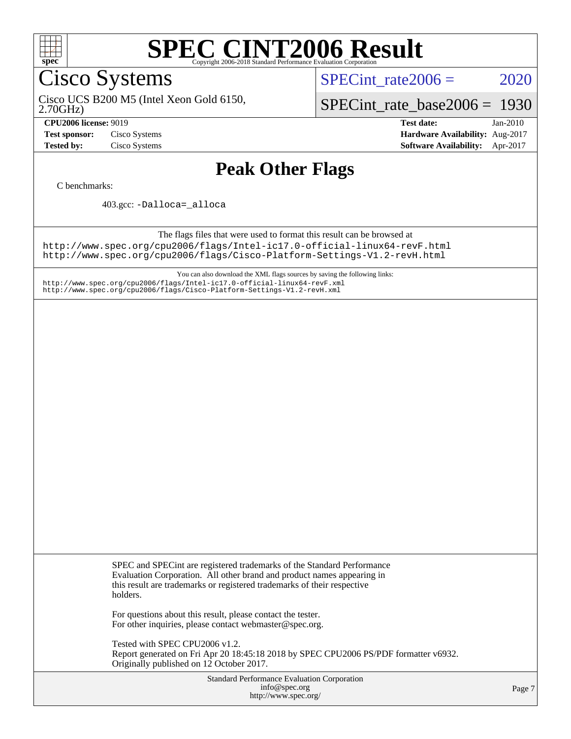# SPEC CINT2006 Result

Copyright 2006-2018 Standard Performance Evaluation Corporation

# Cisco Systems

Cisco UCS B200 M5 (Intel Xeon Gold 6150, 2.70GHz)

SPECint_rate2006 = 2020

SPECint_rate_base2006 = 1930

**CPU2006 license:** 9019
**Test sponsor:** Cisco Systems
**Tested by:** Cisco Systems

**Test date:** Jan-2010
**Hardware Availability:** Aug-2017
**Software Availability:** Apr-2017

## Peak Other Flags

C benchmarks:

403.gcc: -Dalloca=_alloca

The flags files that were used to format this result can be browsed at
http://www.spec.org/cpu2006/flags/Intel-ic17.0-official-linux64-revF.html
http://www.spec.org/cpu2006/flags/Cisco-Platform-Settings-V1.2-revH.html

You can also download the XML flags sources by saving the following links:
http://www.spec.org/cpu2006/flags/Intel-ic17.0-official-linux64-revF.xml
http://www.spec.org/cpu2006/flags/Cisco-Platform-Settings-V1.2-revH.xml

SPEC and SPECint are registered trademarks of the Standard Performance Evaluation Corporation. All other brand and product names appearing in this result are trademarks or registered trademarks of their respective holders.

For questions about this result, please contact the tester.
For other inquiries, please contact webmaster@spec.org.

Tested with SPEC CPU2006 v1.2.
Report generated on Fri Apr 20 18:45:18 2018 by SPEC CPU2006 PS/PDF formatter v6932.
Originally published on 12 October 2017.

Standard Performance Evaluation Corporation
info@spec.org
http://www.spec.org/